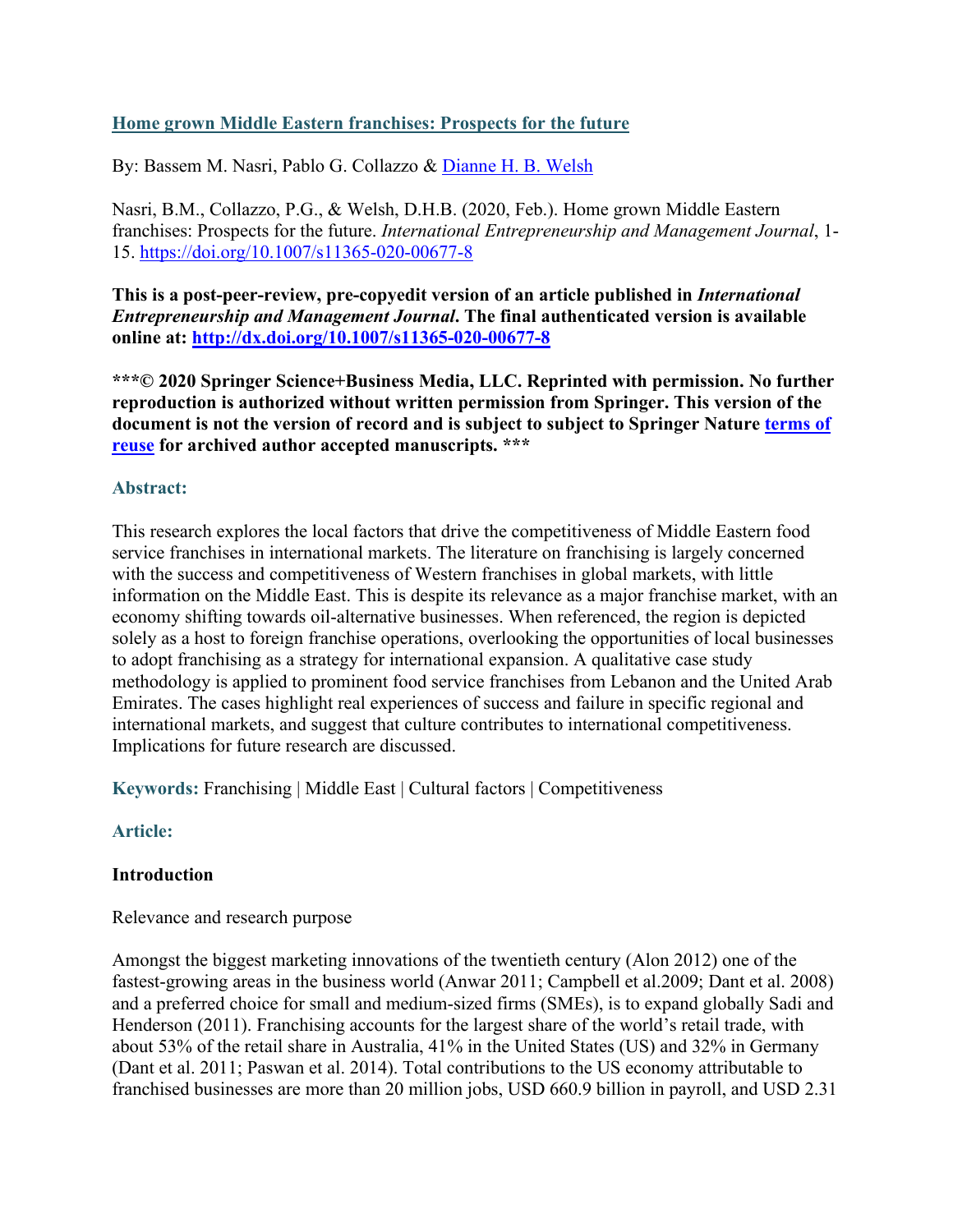# [Home grown Middle Eastern franchises: Prospects for the future](https://doi.org/10.1007/s11365-020-00677-8)

By: Bassem M. Nasri, Pablo G. Collazzo & Dianne H. B. Welsh

Nasri, B.M., Collazzo, P.G., & Welsh, D.H.B. (2020, Feb.). Home grown Middle Eastern franchises: Prospects for the future. *International Entrepreneurship and Management Journal*, 1-15. https://doi.org/10.1007/s11365-020-00677-8

**This is a post-peer-review, pre-copyedit version of an article published in *International Entrepreneurship and Management Journal*. The final authenticated version is available online at: http://dx.doi.org/10.1007/s11365-020-00677-8**

**\*\*\*© 2020 Springer Science+Business Media, LLC. Reprinted with permission. No further reproduction is authorized without written permission from Springer. This version of the document is not the version of record and is subject to subject to Springer Nature terms of reuse for archived author accepted manuscripts. \*\*\***

## Abstract:

This research explores the local factors that drive the competitiveness of Middle Eastern food service franchises in international markets. The literature on franchising is largely concerned with the success and competitiveness of Western franchises in global markets, with little information on the Middle East. This is despite its relevance as a major franchise market, with an economy shifting towards oil-alternative businesses. When referenced, the region is depicted solely as a host to foreign franchise operations, overlooking the opportunities of local businesses to adopt franchising as a strategy for international expansion. A qualitative case study methodology is applied to prominent food service franchises from Lebanon and the United Arab Emirates. The cases highlight real experiences of success and failure in specific regional and international markets, and suggest that culture contributes to international competitiveness. Implications for future research are discussed.

**Keywords:** Franchising | Middle East | Cultural factors | Competitiveness

## Article:

### Introduction

Relevance and research purpose

Amongst the biggest marketing innovations of the twentieth century (Alon 2012) one of the fastest-growing areas in the business world (Anwar 2011; Campbell et al.2009; Dant et al. 2008) and a preferred choice for small and medium-sized firms (SMEs), is to expand globally Sadi and Henderson (2011). Franchising accounts for the largest share of the world's retail trade, with about 53% of the retail share in Australia, 41% in the United States (US) and 32% in Germany (Dant et al. 2011; Paswan et al. 2014). Total contributions to the US economy attributable to franchised businesses are more than 20 million jobs, USD 660.9 billion in payroll, and USD 2.31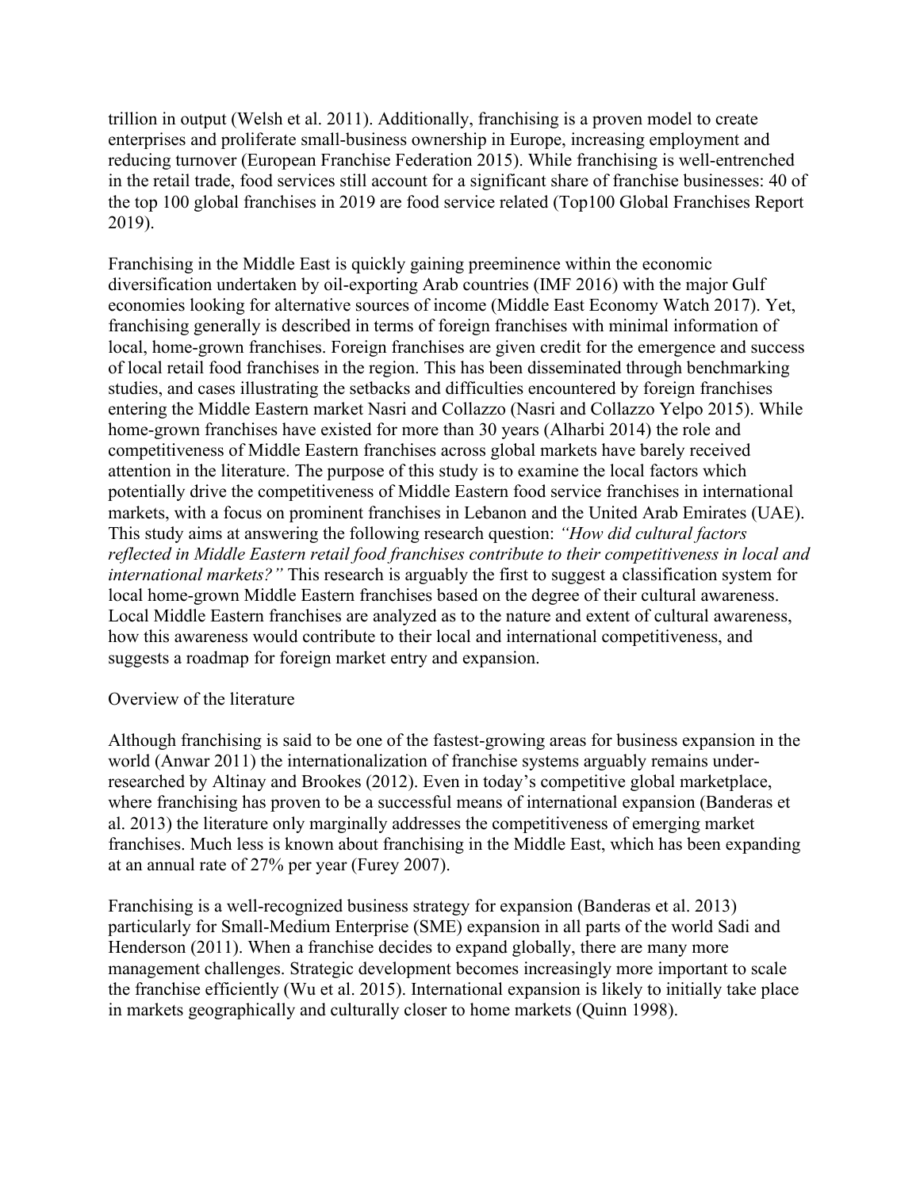trillion in output (Welsh et al. 2011). Additionally, franchising is a proven model to create enterprises and proliferate small-business ownership in Europe, increasing employment and reducing turnover (European Franchise Federation 2015). While franchising is well-entrenched in the retail trade, food services still account for a significant share of franchise businesses: 40 of the top 100 global franchises in 2019 are food service related (Top100 Global Franchises Report 2019).

Franchising in the Middle East is quickly gaining preeminence within the economic diversification undertaken by oil-exporting Arab countries (IMF 2016) with the major Gulf economies looking for alternative sources of income (Middle East Economy Watch 2017). Yet, franchising generally is described in terms of foreign franchises with minimal information of local, home-grown franchises. Foreign franchises are given credit for the emergence and success of local retail food franchises in the region. This has been disseminated through benchmarking studies, and cases illustrating the setbacks and difficulties encountered by foreign franchises entering the Middle Eastern market Nasri and Collazzo (Nasri and Collazzo Yelpo 2015). While home-grown franchises have existed for more than 30 years (Alharbi 2014) the role and competitiveness of Middle Eastern franchises across global markets have barely received attention in the literature. The purpose of this study is to examine the local factors which potentially drive the competitiveness of Middle Eastern food service franchises in international markets, with a focus on prominent franchises in Lebanon and the United Arab Emirates (UAE). This study aims at answering the following research question: *"How did cultural factors reflected in Middle Eastern retail food franchises contribute to their competitiveness in local and international markets?"* This research is arguably the first to suggest a classification system for local home-grown Middle Eastern franchises based on the degree of their cultural awareness. Local Middle Eastern franchises are analyzed as to the nature and extent of cultural awareness, how this awareness would contribute to their local and international competitiveness, and suggests a roadmap for foreign market entry and expansion.

## Overview of the literature

Although franchising is said to be one of the fastest-growing areas for business expansion in the world (Anwar 2011) the internationalization of franchise systems arguably remains under-researched by Altinay and Brookes (2012). Even in today's competitive global marketplace, where franchising has proven to be a successful means of international expansion (Banderas et al. 2013) the literature only marginally addresses the competitiveness of emerging market franchises. Much less is known about franchising in the Middle East, which has been expanding at an annual rate of 27% per year (Furey 2007).

Franchising is a well-recognized business strategy for expansion (Banderas et al. 2013) particularly for Small-Medium Enterprise (SME) expansion in all parts of the world Sadi and Henderson (2011). When a franchise decides to expand globally, there are many more management challenges. Strategic development becomes increasingly more important to scale the franchise efficiently (Wu et al. 2015). International expansion is likely to initially take place in markets geographically and culturally closer to home markets (Quinn 1998).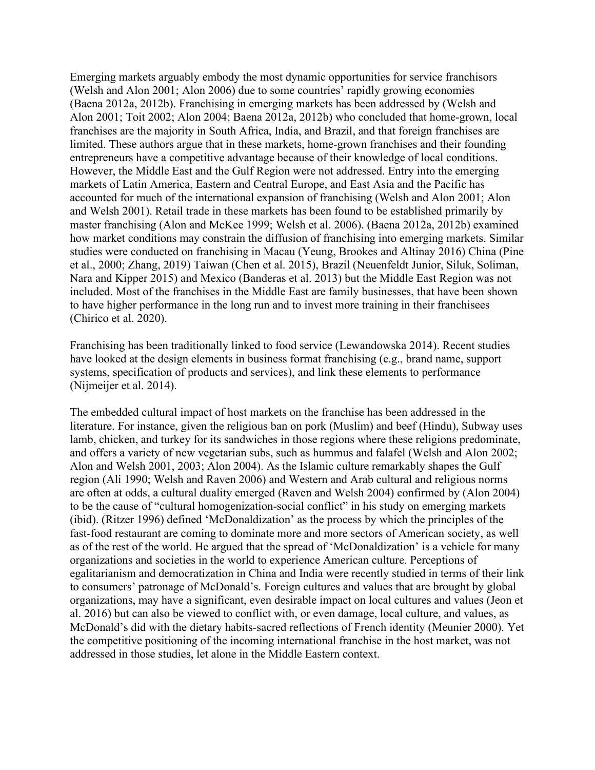Emerging markets arguably embody the most dynamic opportunities for service franchisors (Welsh and Alon 2001; Alon 2006) due to some countries' rapidly growing economies (Baena 2012a, 2012b). Franchising in emerging markets has been addressed by (Welsh and Alon 2001; Toit 2002; Alon 2004; Baena 2012a, 2012b) who concluded that home-grown, local franchises are the majority in South Africa, India, and Brazil, and that foreign franchises are limited. These authors argue that in these markets, home-grown franchises and their founding entrepreneurs have a competitive advantage because of their knowledge of local conditions. However, the Middle East and the Gulf Region were not addressed. Entry into the emerging markets of Latin America, Eastern and Central Europe, and East Asia and the Pacific has accounted for much of the international expansion of franchising (Welsh and Alon 2001; Alon and Welsh 2001). Retail trade in these markets has been found to be established primarily by master franchising (Alon and McKee 1999; Welsh et al. 2006). (Baena 2012a, 2012b) examined how market conditions may constrain the diffusion of franchising into emerging markets. Similar studies were conducted on franchising in Macau (Yeung, Brookes and Altinay 2016) China (Pine et al., 2000; Zhang, 2019) Taiwan (Chen et al. 2015), Brazil (Neuenfeldt Junior, Siluk, Soliman, Nara and Kipper 2015) and Mexico (Banderas et al. 2013) but the Middle East Region was not included. Most of the franchises in the Middle East are family businesses, that have been shown to have higher performance in the long run and to invest more training in their franchisees (Chirico et al. 2020).

Franchising has been traditionally linked to food service (Lewandowska 2014). Recent studies have looked at the design elements in business format franchising (e.g., brand name, support systems, specification of products and services), and link these elements to performance (Nijmeijer et al. 2014).

The embedded cultural impact of host markets on the franchise has been addressed in the literature. For instance, given the religious ban on pork (Muslim) and beef (Hindu), Subway uses lamb, chicken, and turkey for its sandwiches in those regions where these religions predominate, and offers a variety of new vegetarian subs, such as hummus and falafel (Welsh and Alon 2002; Alon and Welsh 2001, 2003; Alon 2004). As the Islamic culture remarkably shapes the Gulf region (Ali 1990; Welsh and Raven 2006) and Western and Arab cultural and religious norms are often at odds, a cultural duality emerged (Raven and Welsh 2004) confirmed by (Alon 2004) to be the cause of "cultural homogenization-social conflict" in his study on emerging markets (ibid). (Ritzer 1996) defined 'McDonaldization' as the process by which the principles of the fast-food restaurant are coming to dominate more and more sectors of American society, as well as of the rest of the world. He argued that the spread of 'McDonaldization' is a vehicle for many organizations and societies in the world to experience American culture. Perceptions of egalitarianism and democratization in China and India were recently studied in terms of their link to consumers' patronage of McDonald's. Foreign cultures and values that are brought by global organizations, may have a significant, even desirable impact on local cultures and values (Jeon et al. 2016) but can also be viewed to conflict with, or even damage, local culture, and values, as McDonald's did with the dietary habits-sacred reflections of French identity (Meunier 2000). Yet the competitive positioning of the incoming international franchise in the host market, was not addressed in those studies, let alone in the Middle Eastern context.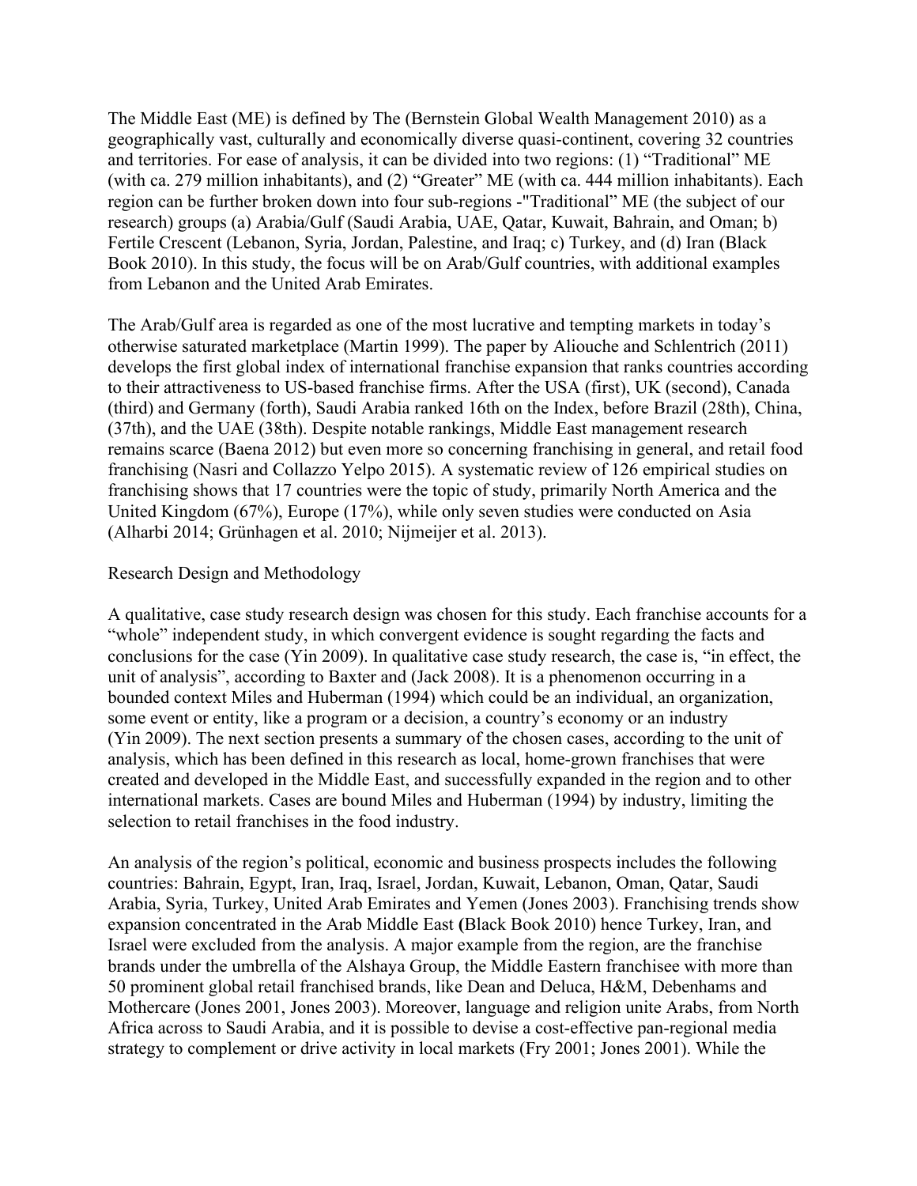The Middle East (ME) is defined by The (Bernstein Global Wealth Management 2010) as a geographically vast, culturally and economically diverse quasi-continent, covering 32 countries and territories. For ease of analysis, it can be divided into two regions: (1) “Traditional” ME (with ca. 279 million inhabitants), and (2) “Greater” ME (with ca. 444 million inhabitants). Each region can be further broken down into four sub-regions -"Traditional” ME (the subject of our research) groups (a) Arabia/Gulf (Saudi Arabia, UAE, Qatar, Kuwait, Bahrain, and Oman; b) Fertile Crescent (Lebanon, Syria, Jordan, Palestine, and Iraq; c) Turkey, and (d) Iran (Black Book 2010). In this study, the focus will be on Arab/Gulf countries, with additional examples from Lebanon and the United Arab Emirates.

The Arab/Gulf area is regarded as one of the most lucrative and tempting markets in today’s otherwise saturated marketplace (Martin 1999). The paper by Aliouche and Schlentrich (2011) develops the first global index of international franchise expansion that ranks countries according to their attractiveness to US-based franchise firms. After the USA (first), UK (second), Canada (third) and Germany (forth), Saudi Arabia ranked 16th on the Index, before Brazil (28th), China, (37th), and the UAE (38th). Despite notable rankings, Middle East management research remains scarce (Baena 2012) but even more so concerning franchising in general, and retail food franchising (Nasri and Collazzo Yelpo 2015). A systematic review of 126 empirical studies on franchising shows that 17 countries were the topic of study, primarily North America and the United Kingdom (67%), Europe (17%), while only seven studies were conducted on Asia (Alharbi 2014; Grünhagen et al. 2010; Nijmeijer et al. 2013).

## Research Design and Methodology

A qualitative, case study research design was chosen for this study. Each franchise accounts for a “whole” independent study, in which convergent evidence is sought regarding the facts and conclusions for the case (Yin 2009). In qualitative case study research, the case is, “in effect, the unit of analysis”, according to Baxter and (Jack 2008). It is a phenomenon occurring in a bounded context Miles and Huberman (1994) which could be an individual, an organization, some event or entity, like a program or a decision, a country’s economy or an industry (Yin 2009). The next section presents a summary of the chosen cases, according to the unit of analysis, which has been defined in this research as local, home-grown franchises that were created and developed in the Middle East, and successfully expanded in the region and to other international markets. Cases are bound Miles and Huberman (1994) by industry, limiting the selection to retail franchises in the food industry.

An analysis of the region’s political, economic and business prospects includes the following countries: Bahrain, Egypt, Iran, Iraq, Israel, Jordan, Kuwait, Lebanon, Oman, Qatar, Saudi Arabia, Syria, Turkey, United Arab Emirates and Yemen (Jones 2003). Franchising trends show expansion concentrated in the Arab Middle East **(**Black Book 2010) hence Turkey, Iran, and Israel were excluded from the analysis. A major example from the region, are the franchise brands under the umbrella of the Alshaya Group, the Middle Eastern franchisee with more than 50 prominent global retail franchised brands, like Dean and Deluca, H&M, Debenhams and Mothercare (Jones 2001, Jones 2003). Moreover, language and religion unite Arabs, from North Africa across to Saudi Arabia, and it is possible to devise a cost-effective pan-regional media strategy to complement or drive activity in local markets (Fry 2001; Jones 2001). While the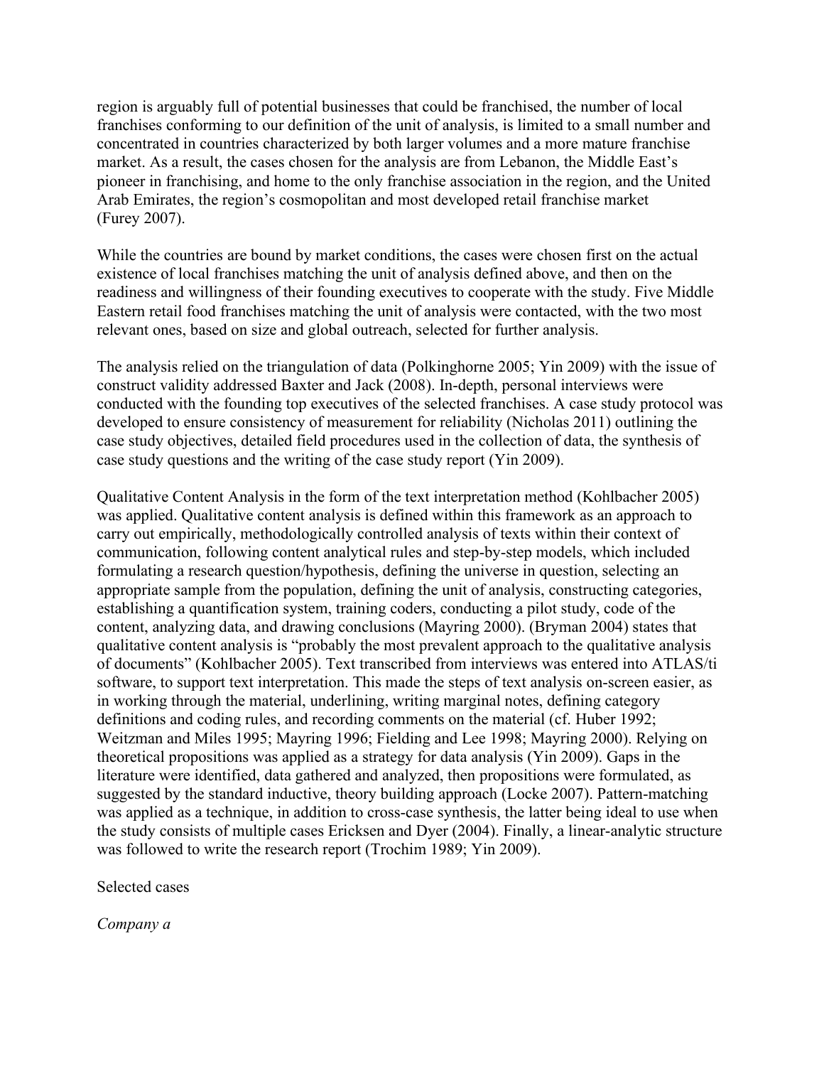region is arguably full of potential businesses that could be franchised, the number of local franchises conforming to our definition of the unit of analysis, is limited to a small number and concentrated in countries characterized by both larger volumes and a more mature franchise market. As a result, the cases chosen for the analysis are from Lebanon, the Middle East's pioneer in franchising, and home to the only franchise association in the region, and the United Arab Emirates, the region's cosmopolitan and most developed retail franchise market (Furey 2007).

While the countries are bound by market conditions, the cases were chosen first on the actual existence of local franchises matching the unit of analysis defined above, and then on the readiness and willingness of their founding executives to cooperate with the study. Five Middle Eastern retail food franchises matching the unit of analysis were contacted, with the two most relevant ones, based on size and global outreach, selected for further analysis.

The analysis relied on the triangulation of data (Polkinghorne 2005; Yin 2009) with the issue of construct validity addressed Baxter and Jack (2008). In-depth, personal interviews were conducted with the founding top executives of the selected franchises. A case study protocol was developed to ensure consistency of measurement for reliability (Nicholas 2011) outlining the case study objectives, detailed field procedures used in the collection of data, the synthesis of case study questions and the writing of the case study report (Yin 2009).

Qualitative Content Analysis in the form of the text interpretation method (Kohlbacher 2005) was applied. Qualitative content analysis is defined within this framework as an approach to carry out empirically, methodologically controlled analysis of texts within their context of communication, following content analytical rules and step-by-step models, which included formulating a research question/hypothesis, defining the universe in question, selecting an appropriate sample from the population, defining the unit of analysis, constructing categories, establishing a quantification system, training coders, conducting a pilot study, code of the content, analyzing data, and drawing conclusions (Mayring 2000). (Bryman 2004) states that qualitative content analysis is "probably the most prevalent approach to the qualitative analysis of documents" (Kohlbacher 2005). Text transcribed from interviews was entered into ATLAS/ti software, to support text interpretation. This made the steps of text analysis on-screen easier, as in working through the material, underlining, writing marginal notes, defining category definitions and coding rules, and recording comments on the material (cf. Huber 1992; Weitzman and Miles 1995; Mayring 1996; Fielding and Lee 1998; Mayring 2000). Relying on theoretical propositions was applied as a strategy for data analysis (Yin 2009). Gaps in the literature were identified, data gathered and analyzed, then propositions were formulated, as suggested by the standard inductive, theory building approach (Locke 2007). Pattern-matching was applied as a technique, in addition to cross-case synthesis, the latter being ideal to use when the study consists of multiple cases Ericksen and Dyer (2004). Finally, a linear-analytic structure was followed to write the research report (Trochim 1989; Yin 2009).

## Selected cases

### *Company a*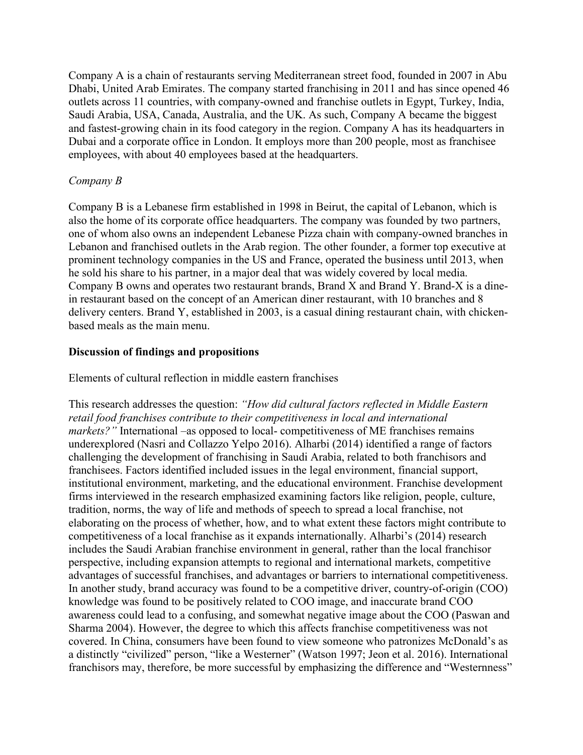Company A is a chain of restaurants serving Mediterranean street food, founded in 2007 in Abu Dhabi, United Arab Emirates. The company started franchising in 2011 and has since opened 46 outlets across 11 countries, with company-owned and franchise outlets in Egypt, Turkey, India, Saudi Arabia, USA, Canada, Australia, and the UK. As such, Company A became the biggest and fastest-growing chain in its food category in the region. Company A has its headquarters in Dubai and a corporate office in London. It employs more than 200 people, most as franchisee employees, with about 40 employees based at the headquarters.

*Company B*

Company B is a Lebanese firm established in 1998 in Beirut, the capital of Lebanon, which is also the home of its corporate office headquarters. The company was founded by two partners, one of whom also owns an independent Lebanese Pizza chain with company-owned branches in Lebanon and franchised outlets in the Arab region. The other founder, a former top executive at prominent technology companies in the US and France, operated the business until 2013, when he sold his share to his partner, in a major deal that was widely covered by local media. Company B owns and operates two restaurant brands, Brand X and Brand Y. Brand-X is a dine-in restaurant based on the concept of an American diner restaurant, with 10 branches and 8 delivery centers. Brand Y, established in 2003, is a casual dining restaurant chain, with chicken-based meals as the main menu.

**Discussion of findings and propositions**

Elements of cultural reflection in middle eastern franchises

This research addresses the question: *"How did cultural factors reflected in Middle Eastern retail food franchises contribute to their competitiveness in local and international markets?"* International –as opposed to local- competitiveness of ME franchises remains underexplored (Nasri and Collazzo Yelpo 2016). Alharbi (2014) identified a range of factors challenging the development of franchising in Saudi Arabia, related to both franchisors and franchisees. Factors identified included issues in the legal environment, financial support, institutional environment, marketing, and the educational environment. Franchise development firms interviewed in the research emphasized examining factors like religion, people, culture, tradition, norms, the way of life and methods of speech to spread a local franchise, not elaborating on the process of whether, how, and to what extent these factors might contribute to competitiveness of a local franchise as it expands internationally. Alharbi's (2014) research includes the Saudi Arabian franchise environment in general, rather than the local franchisor perspective, including expansion attempts to regional and international markets, competitive advantages of successful franchises, and advantages or barriers to international competitiveness. In another study, brand accuracy was found to be a competitive driver, country-of-origin (COO) knowledge was found to be positively related to COO image, and inaccurate brand COO awareness could lead to a confusing, and somewhat negative image about the COO (Paswan and Sharma 2004). However, the degree to which this affects franchise competitiveness was not covered. In China, consumers have been found to view someone who patronizes McDonald's as a distinctly "civilized" person, "like a Westerner" (Watson 1997; Jeon et al. 2016). International franchisors may, therefore, be more successful by emphasizing the difference and "Westernness"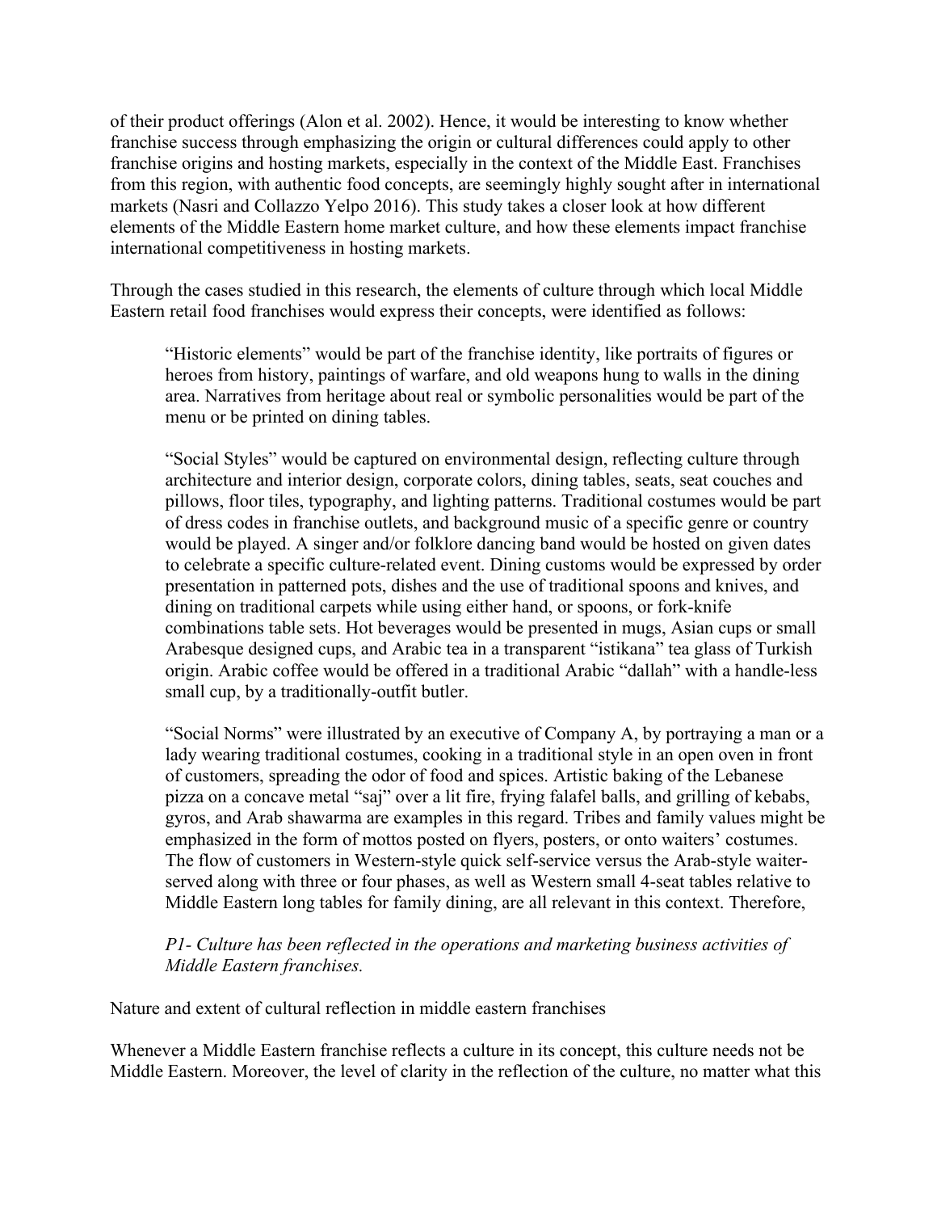of their product offerings (Alon et al. 2002). Hence, it would be interesting to know whether franchise success through emphasizing the origin or cultural differences could apply to other franchise origins and hosting markets, especially in the context of the Middle East. Franchises from this region, with authentic food concepts, are seemingly highly sought after in international markets (Nasri and Collazzo Yelpo 2016). This study takes a closer look at how different elements of the Middle Eastern home market culture, and how these elements impact franchise international competitiveness in hosting markets.

Through the cases studied in this research, the elements of culture through which local Middle Eastern retail food franchises would express their concepts, were identified as follows:

> "Historic elements" would be part of the franchise identity, like portraits of figures or heroes from history, paintings of warfare, and old weapons hung to walls in the dining area. Narratives from heritage about real or symbolic personalities would be part of the menu or be printed on dining tables.
>
> "Social Styles" would be captured on environmental design, reflecting culture through architecture and interior design, corporate colors, dining tables, seats, seat couches and pillows, floor tiles, typography, and lighting patterns. Traditional costumes would be part of dress codes in franchise outlets, and background music of a specific genre or country would be played. A singer and/or folklore dancing band would be hosted on given dates to celebrate a specific culture-related event. Dining customs would be expressed by order presentation in patterned pots, dishes and the use of traditional spoons and knives, and dining on traditional carpets while using either hand, or spoons, or fork-knife combinations table sets. Hot beverages would be presented in mugs, Asian cups or small Arabesque designed cups, and Arabic tea in a transparent "istikana" tea glass of Turkish origin. Arabic coffee would be offered in a traditional Arabic "dallah" with a handle-less small cup, by a traditionally-outfit butler.
>
> "Social Norms" were illustrated by an executive of Company A, by portraying a man or a lady wearing traditional costumes, cooking in a traditional style in an open oven in front of customers, spreading the odor of food and spices. Artistic baking of the Lebanese pizza on a concave metal "saj" over a lit fire, frying falafel balls, and grilling of kebabs, gyros, and Arab shawarma are examples in this regard. Tribes and family values might be emphasized in the form of mottos posted on flyers, posters, or onto waiters' costumes. The flow of customers in Western-style quick self-service versus the Arab-style waiter-served along with three or four phases, as well as Western small 4-seat tables relative to Middle Eastern long tables for family dining, are all relevant in this context. Therefore,
>
> *P1- Culture has been reflected in the operations and marketing business activities of Middle Eastern franchises.*

## Nature and extent of cultural reflection in middle eastern franchises

Whenever a Middle Eastern franchise reflects a culture in its concept, this culture needs not be Middle Eastern. Moreover, the level of clarity in the reflection of the culture, no matter what this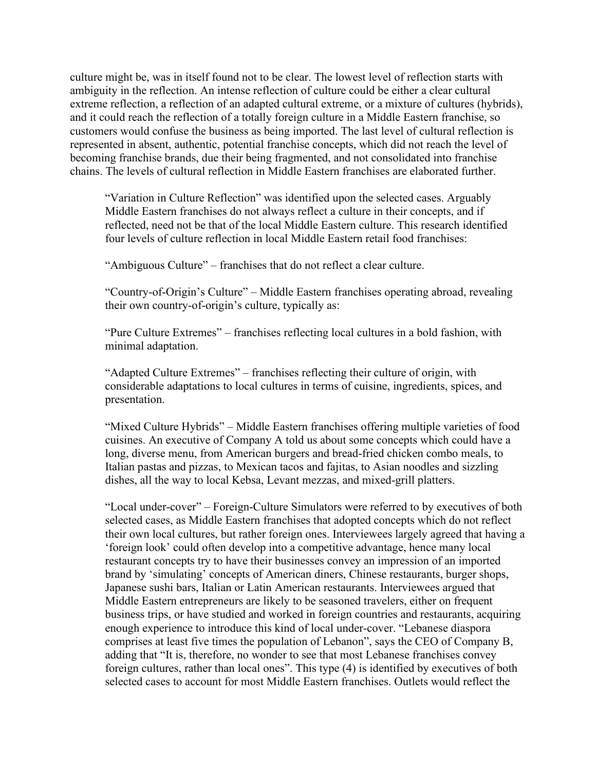culture might be, was in itself found not to be clear. The lowest level of reflection starts with ambiguity in the reflection. An intense reflection of culture could be either a clear cultural extreme reflection, a reflection of an adapted cultural extreme, or a mixture of cultures (hybrids), and it could reach the reflection of a totally foreign culture in a Middle Eastern franchise, so customers would confuse the business as being imported. The last level of cultural reflection is represented in absent, authentic, potential franchise concepts, which did not reach the level of becoming franchise brands, due their being fragmented, and not consolidated into franchise chains. The levels of cultural reflection in Middle Eastern franchises are elaborated further.

> "Variation in Culture Reflection" was identified upon the selected cases. Arguably Middle Eastern franchises do not always reflect a culture in their concepts, and if reflected, need not be that of the local Middle Eastern culture. This research identified four levels of culture reflection in local Middle Eastern retail food franchises:
>
> "Ambiguous Culture" – franchises that do not reflect a clear culture.
>
> "Country-of-Origin's Culture" – Middle Eastern franchises operating abroad, revealing their own country-of-origin's culture, typically as:
>
> "Pure Culture Extremes" – franchises reflecting local cultures in a bold fashion, with minimal adaptation.
>
> "Adapted Culture Extremes" – franchises reflecting their culture of origin, with considerable adaptations to local cultures in terms of cuisine, ingredients, spices, and presentation.
>
> "Mixed Culture Hybrids" – Middle Eastern franchises offering multiple varieties of food cuisines. An executive of Company A told us about some concepts which could have a long, diverse menu, from American burgers and bread-fried chicken combo meals, to Italian pastas and pizzas, to Mexican tacos and fajitas, to Asian noodles and sizzling dishes, all the way to local Kebsa, Levant mezzas, and mixed-grill platters.
>
> "Local under-cover" – Foreign-Culture Simulators were referred to by executives of both selected cases, as Middle Eastern franchises that adopted concepts which do not reflect their own local cultures, but rather foreign ones. Interviewees largely agreed that having a 'foreign look' could often develop into a competitive advantage, hence many local restaurant concepts try to have their businesses convey an impression of an imported brand by 'simulating' concepts of American diners, Chinese restaurants, burger shops, Japanese sushi bars, Italian or Latin American restaurants. Interviewees argued that Middle Eastern entrepreneurs are likely to be seasoned travelers, either on frequent business trips, or have studied and worked in foreign countries and restaurants, acquiring enough experience to introduce this kind of local under-cover. "Lebanese diaspora comprises at least five times the population of Lebanon", says the CEO of Company B, adding that "It is, therefore, no wonder to see that most Lebanese franchises convey foreign cultures, rather than local ones". This type (4) is identified by executives of both selected cases to account for most Middle Eastern franchises. Outlets would reflect the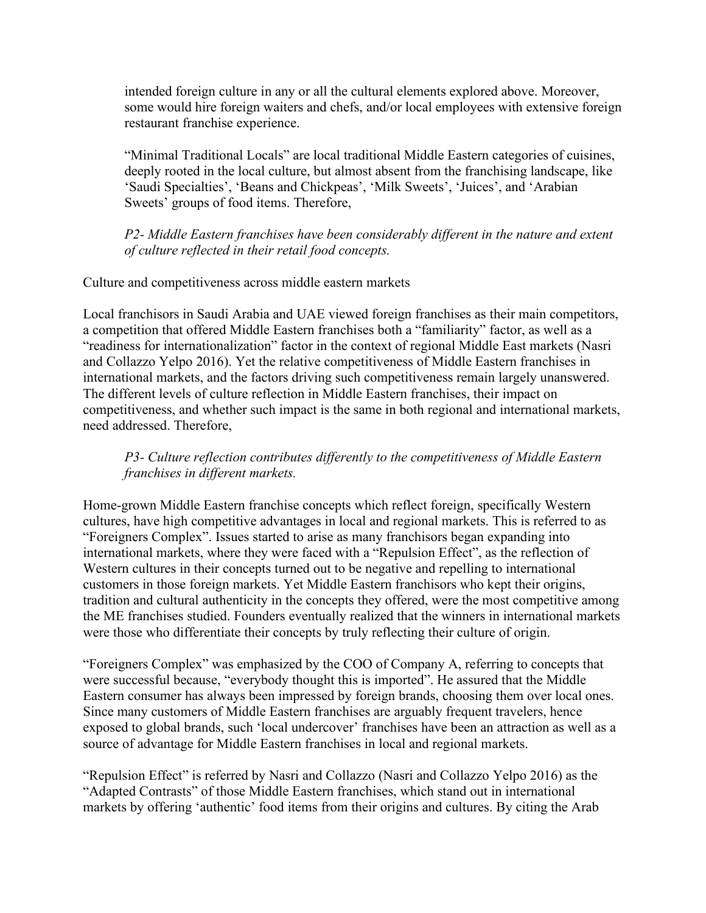intended foreign culture in any or all the cultural elements explored above. Moreover, some would hire foreign waiters and chefs, and/or local employees with extensive foreign restaurant franchise experience.

"Minimal Traditional Locals" are local traditional Middle Eastern categories of cuisines, deeply rooted in the local culture, but almost absent from the franchising landscape, like 'Saudi Specialties', 'Beans and Chickpeas', 'Milk Sweets', 'Juices', and 'Arabian Sweets' groups of food items. Therefore,

*P2- Middle Eastern franchises have been considerably different in the nature and extent of culture reflected in their retail food concepts.*

## Culture and competitiveness across middle eastern markets

Local franchisors in Saudi Arabia and UAE viewed foreign franchises as their main competitors, a competition that offered Middle Eastern franchises both a "familiarity" factor, as well as a "readiness for internationalization" factor in the context of regional Middle East markets (Nasri and Collazzo Yelpo 2016). Yet the relative competitiveness of Middle Eastern franchises in international markets, and the factors driving such competitiveness remain largely unanswered. The different levels of culture reflection in Middle Eastern franchises, their impact on competitiveness, and whether such impact is the same in both regional and international markets, need addressed. Therefore,

*P3- Culture reflection contributes differently to the competitiveness of Middle Eastern franchises in different markets.*

Home-grown Middle Eastern franchise concepts which reflect foreign, specifically Western cultures, have high competitive advantages in local and regional markets. This is referred to as "Foreigners Complex". Issues started to arise as many franchisors began expanding into international markets, where they were faced with a "Repulsion Effect", as the reflection of Western cultures in their concepts turned out to be negative and repelling to international customers in those foreign markets. Yet Middle Eastern franchisors who kept their origins, tradition and cultural authenticity in the concepts they offered, were the most competitive among the ME franchises studied. Founders eventually realized that the winners in international markets were those who differentiate their concepts by truly reflecting their culture of origin.

"Foreigners Complex" was emphasized by the COO of Company A, referring to concepts that were successful because, "everybody thought this is imported". He assured that the Middle Eastern consumer has always been impressed by foreign brands, choosing them over local ones. Since many customers of Middle Eastern franchises are arguably frequent travelers, hence exposed to global brands, such 'local undercover' franchises have been an attraction as well as a source of advantage for Middle Eastern franchises in local and regional markets.

"Repulsion Effect" is referred by Nasri and Collazzo (Nasri and Collazzo Yelpo 2016) as the "Adapted Contrasts" of those Middle Eastern franchises, which stand out in international markets by offering 'authentic' food items from their origins and cultures. By citing the Arab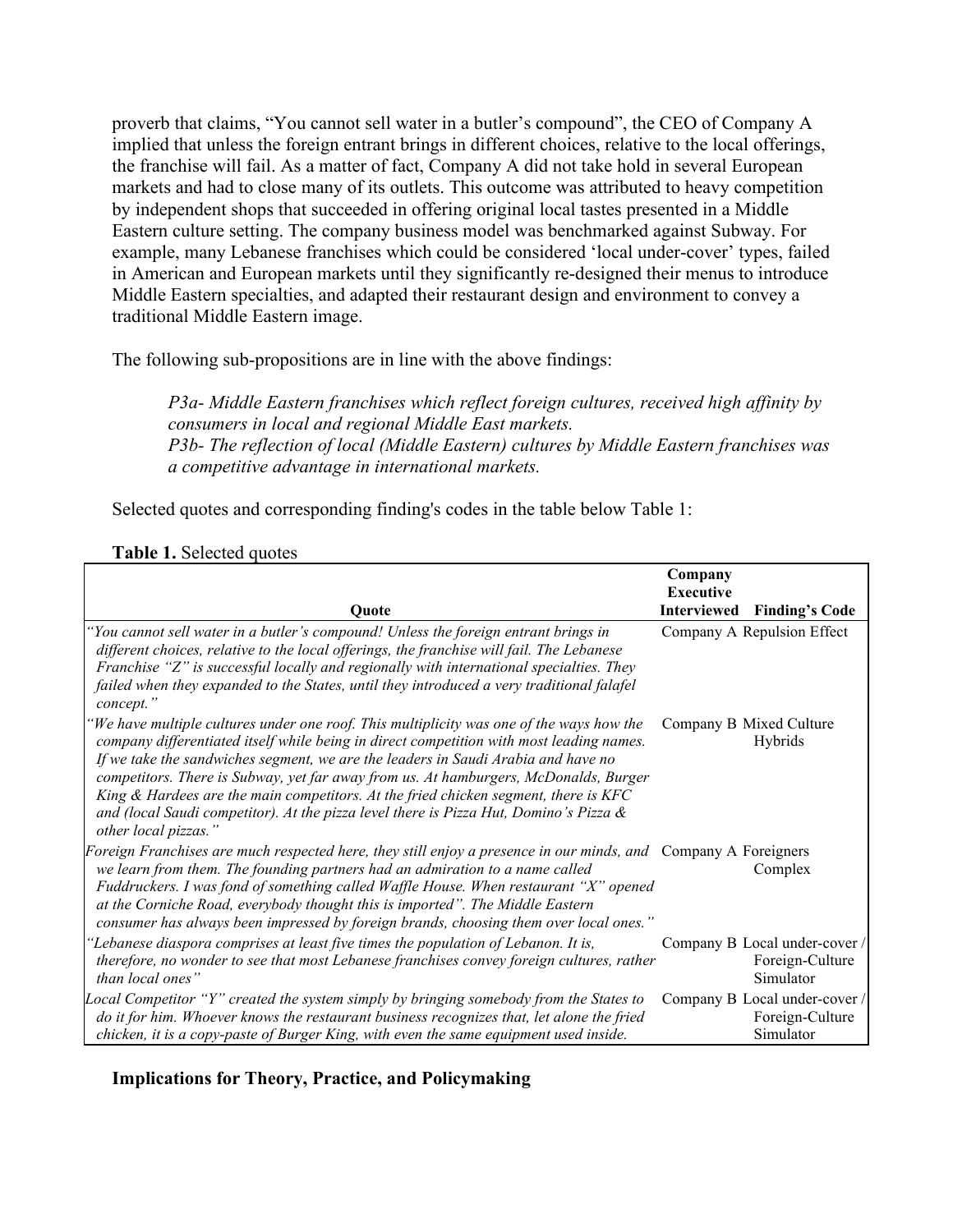proverb that claims, "You cannot sell water in a butler's compound", the CEO of Company A implied that unless the foreign entrant brings in different choices, relative to the local offerings, the franchise will fail. As a matter of fact, Company A did not take hold in several European markets and had to close many of its outlets. This outcome was attributed to heavy competition by independent shops that succeeded in offering original local tastes presented in a Middle Eastern culture setting. The company business model was benchmarked against Subway. For example, many Lebanese franchises which could be considered 'local under-cover' types, failed in American and European markets until they significantly re-designed their menus to introduce Middle Eastern specialties, and adapted their restaurant design and environment to convey a traditional Middle Eastern image.

The following sub-propositions are in line with the above findings:

> *P3a- Middle Eastern franchises which reflect foreign cultures, received high affinity by consumers in local and regional Middle East markets.*
> *P3b- The reflection of local (Middle Eastern) cultures by Middle Eastern franchises was a competitive advantage in international markets.*

Selected quotes and corresponding finding's codes in the table below Table 1:

**Table 1.** Selected quotes

| Quote | Company Executive Interviewed | Finding's Code |
|---|---|---|
| *"You cannot sell water in a butler's compound! Unless the foreign entrant brings in different choices, relative to the local offerings, the franchise will fail. The Lebanese Franchise "Z" is successful locally and regionally with international specialties. They failed when they expanded to the States, until they introduced a very traditional falafel concept."* | Company A | Repulsion Effect |
| *"We have multiple cultures under one roof. This multiplicity was one of the ways how the company differentiated itself while being in direct competition with most leading names. If we take the sandwiches segment, we are the leaders in Saudi Arabia and have no competitors. There is Subway, yet far away from us. At hamburgers, McDonalds, Burger King & Hardees are the main competitors. At the fried chicken segment, there is KFC and (local Saudi competitor). At the pizza level there is Pizza Hut, Domino's Pizza & other local pizzas."* | Company B | Mixed Culture Hybrids |
| *Foreign Franchises are much respected here, they still enjoy a presence in our minds, and we learn from them. The founding partners had an admiration to a name called Fuddruckers. I was fond of something called Waffle House. When restaurant "X" opened at the Corniche Road, everybody thought this is imported". The Middle Eastern consumer has always been impressed by foreign brands, choosing them over local ones."* | Company A | Foreigners Complex |
| *"Lebanese diaspora comprises at least five times the population of Lebanon. It is, therefore, no wonder to see that most Lebanese franchises convey foreign cultures, rather than local ones"* | Company B | Local under-cover / Foreign-Culture Simulator |
| *Local Competitor "Y" created the system simply by bringing somebody from the States to do it for him. Whoever knows the restaurant business recognizes that, let alone the fried chicken, it is a copy-paste of Burger King, with even the same equipment used inside.* | Company B | Local under-cover / Foreign-Culture Simulator |

### Implications for Theory, Practice, and Policymaking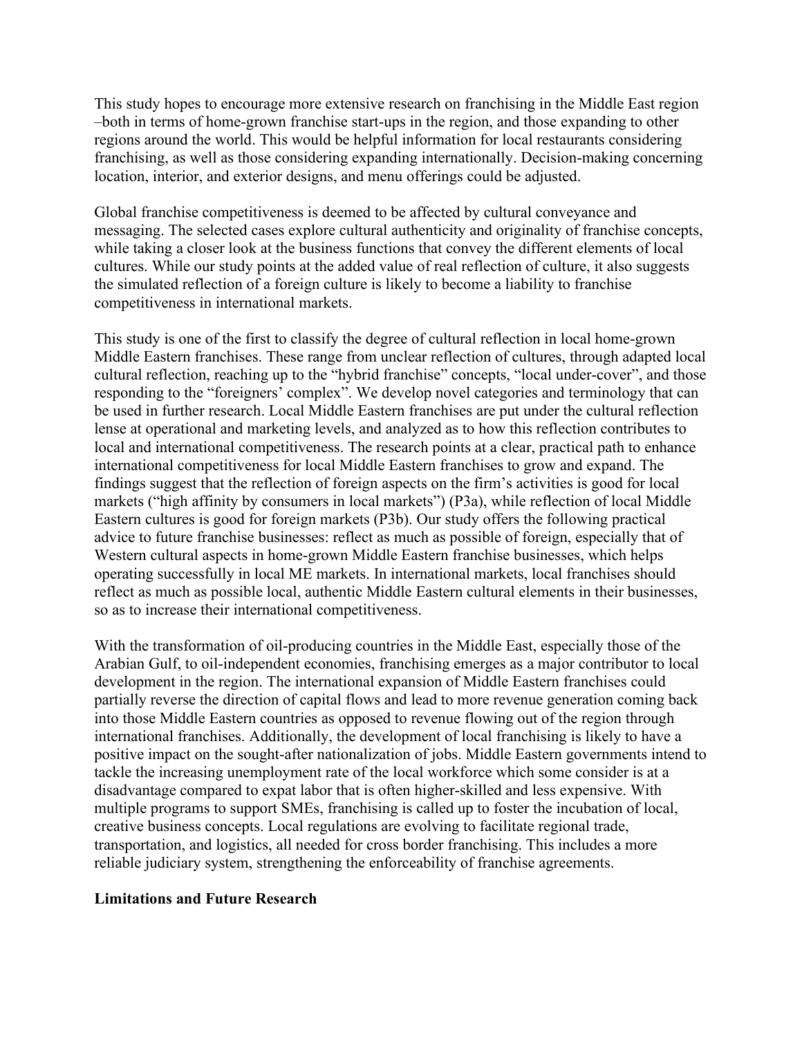This study hopes to encourage more extensive research on franchising in the Middle East region –both in terms of home-grown franchise start-ups in the region, and those expanding to other regions around the world. This would be helpful information for local restaurants considering franchising, as well as those considering expanding internationally. Decision-making concerning location, interior, and exterior designs, and menu offerings could be adjusted.

Global franchise competitiveness is deemed to be affected by cultural conveyance and messaging. The selected cases explore cultural authenticity and originality of franchise concepts, while taking a closer look at the business functions that convey the different elements of local cultures. While our study points at the added value of real reflection of culture, it also suggests the simulated reflection of a foreign culture is likely to become a liability to franchise competitiveness in international markets.

This study is one of the first to classify the degree of cultural reflection in local home-grown Middle Eastern franchises. These range from unclear reflection of cultures, through adapted local cultural reflection, reaching up to the "hybrid franchise" concepts, "local under-cover", and those responding to the "foreigners' complex". We develop novel categories and terminology that can be used in further research. Local Middle Eastern franchises are put under the cultural reflection lense at operational and marketing levels, and analyzed as to how this reflection contributes to local and international competitiveness. The research points at a clear, practical path to enhance international competitiveness for local Middle Eastern franchises to grow and expand. The findings suggest that the reflection of foreign aspects on the firm's activities is good for local markets ("high affinity by consumers in local markets") (P3a), while reflection of local Middle Eastern cultures is good for foreign markets (P3b). Our study offers the following practical advice to future franchise businesses: reflect as much as possible of foreign, especially that of Western cultural aspects in home-grown Middle Eastern franchise businesses, which helps operating successfully in local ME markets. In international markets, local franchises should reflect as much as possible local, authentic Middle Eastern cultural elements in their businesses, so as to increase their international competitiveness.

With the transformation of oil-producing countries in the Middle East, especially those of the Arabian Gulf, to oil-independent economies, franchising emerges as a major contributor to local development in the region. The international expansion of Middle Eastern franchises could partially reverse the direction of capital flows and lead to more revenue generation coming back into those Middle Eastern countries as opposed to revenue flowing out of the region through international franchises. Additionally, the development of local franchising is likely to have a positive impact on the sought-after nationalization of jobs. Middle Eastern governments intend to tackle the increasing unemployment rate of the local workforce which some consider is at a disadvantage compared to expat labor that is often higher-skilled and less expensive. With multiple programs to support SMEs, franchising is called up to foster the incubation of local, creative business concepts. Local regulations are evolving to facilitate regional trade, transportation, and logistics, all needed for cross border franchising. This includes a more reliable judiciary system, strengthening the enforceability of franchise agreements.

## Limitations and Future Research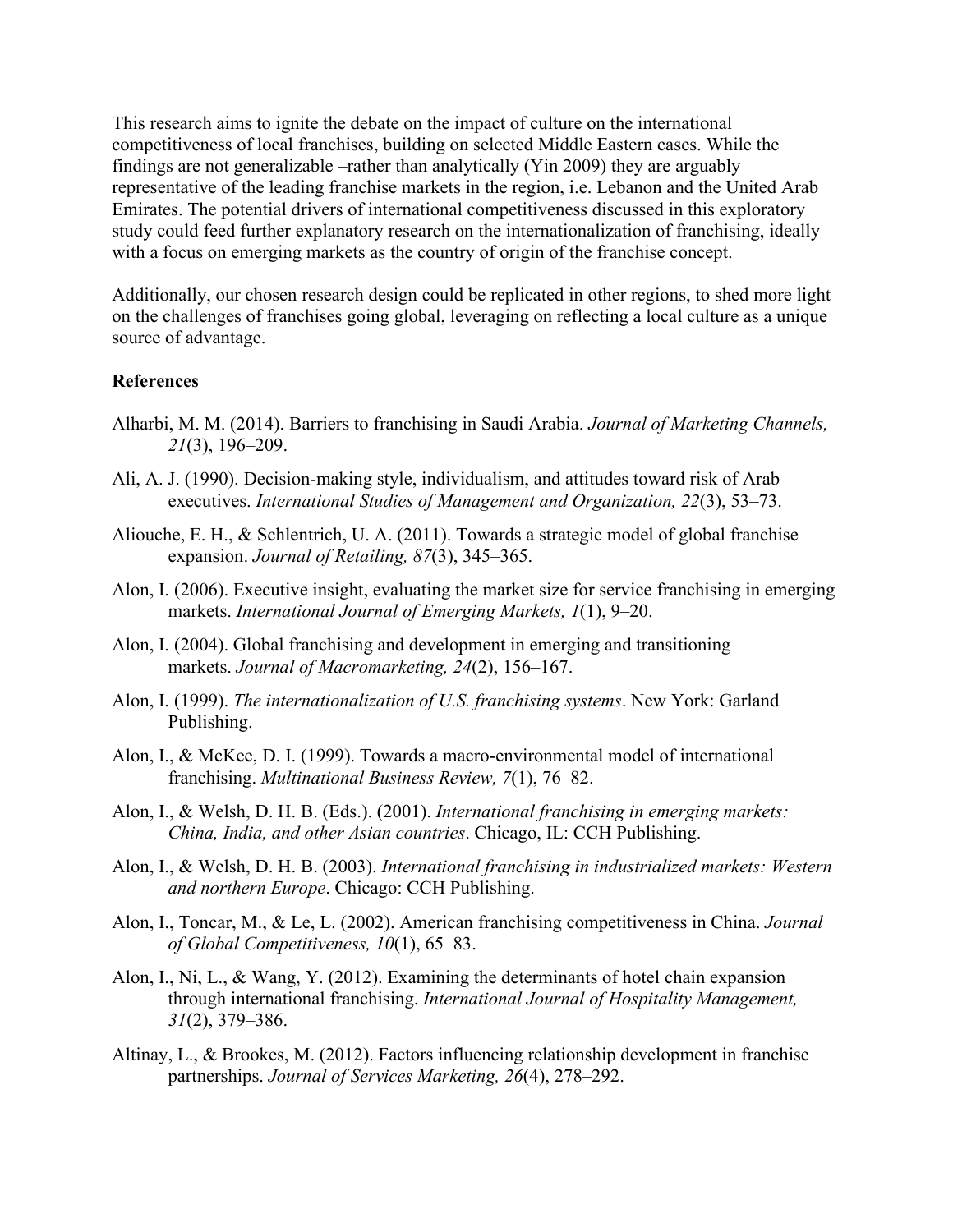This research aims to ignite the debate on the impact of culture on the international competitiveness of local franchises, building on selected Middle Eastern cases. While the findings are not generalizable –rather than analytically (Yin 2009) they are arguably representative of the leading franchise markets in the region, i.e. Lebanon and the United Arab Emirates. The potential drivers of international competitiveness discussed in this exploratory study could feed further explanatory research on the internationalization of franchising, ideally with a focus on emerging markets as the country of origin of the franchise concept.

Additionally, our chosen research design could be replicated in other regions, to shed more light on the challenges of franchises going global, leveraging on reflecting a local culture as a unique source of advantage.

**References**

Alharbi, M. M. (2014). Barriers to franchising in Saudi Arabia. *Journal of Marketing Channels, 21*(3), 196–209.

Ali, A. J. (1990). Decision-making style, individualism, and attitudes toward risk of Arab executives. *International Studies of Management and Organization, 22*(3), 53–73.

Aliouche, E. H., & Schlentrich, U. A. (2011). Towards a strategic model of global franchise expansion. *Journal of Retailing, 87*(3), 345–365.

Alon, I. (2006). Executive insight, evaluating the market size for service franchising in emerging markets. *International Journal of Emerging Markets, 1*(1), 9–20.

Alon, I. (2004). Global franchising and development in emerging and transitioning markets. *Journal of Macromarketing, 24*(2), 156–167.

Alon, I. (1999). *The internationalization of U.S. franchising systems*. New York: Garland Publishing.

Alon, I., & McKee, D. I. (1999). Towards a macro-environmental model of international franchising. *Multinational Business Review, 7*(1), 76–82.

Alon, I., & Welsh, D. H. B. (Eds.). (2001). *International franchising in emerging markets: China, India, and other Asian countries*. Chicago, IL: CCH Publishing.

Alon, I., & Welsh, D. H. B. (2003). *International franchising in industrialized markets: Western and northern Europe*. Chicago: CCH Publishing.

Alon, I., Toncar, M., & Le, L. (2002). American franchising competitiveness in China. *Journal of Global Competitiveness, 10*(1), 65–83.

Alon, I., Ni, L., & Wang, Y. (2012). Examining the determinants of hotel chain expansion through international franchising. *International Journal of Hospitality Management, 31*(2), 379–386.

Altinay, L., & Brookes, M. (2012). Factors influencing relationship development in franchise partnerships. *Journal of Services Marketing, 26*(4), 278–292.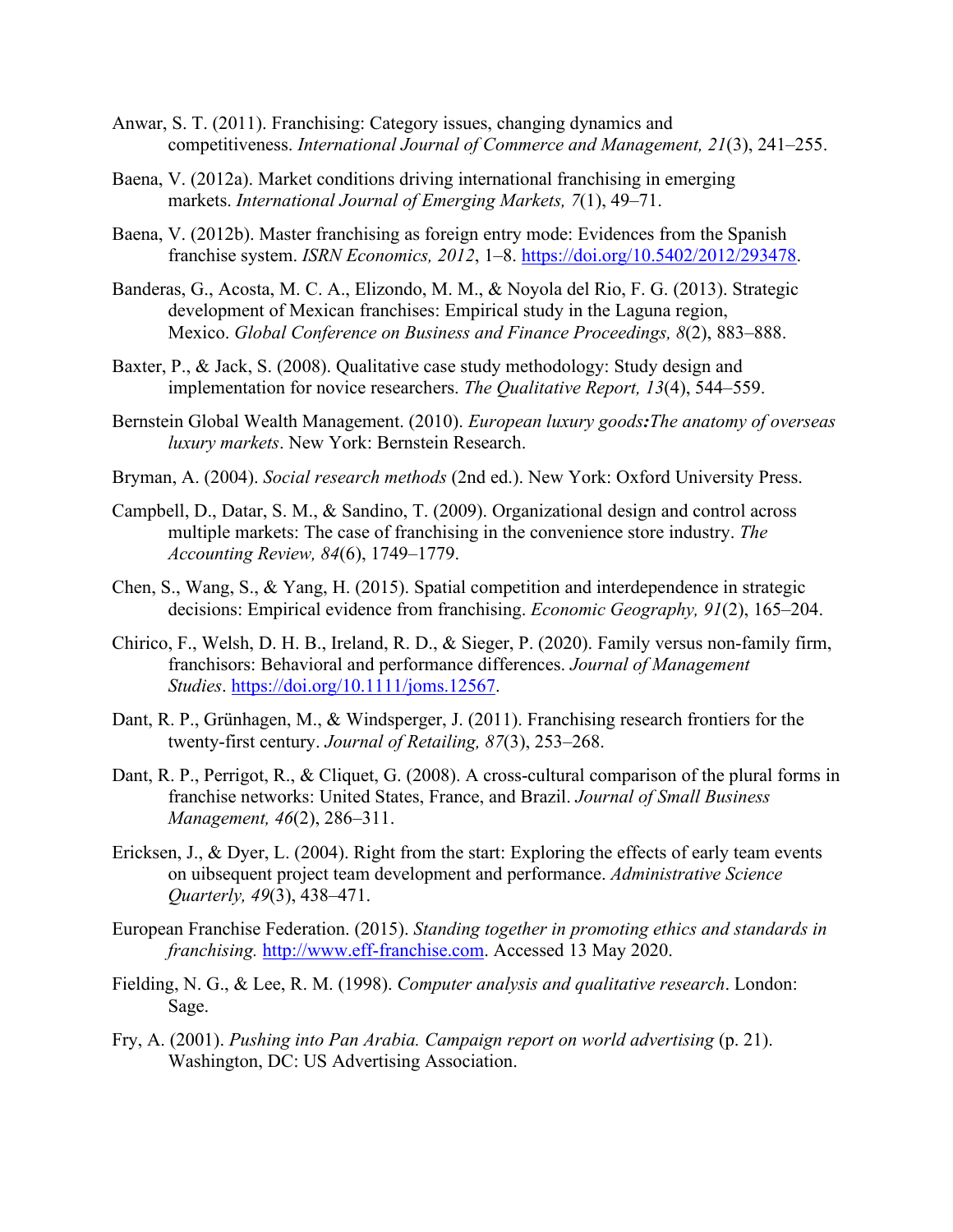Anwar, S. T. (2011). Franchising: Category issues, changing dynamics and competitiveness. *International Journal of Commerce and Management, 21*(3), 241–255.

Baena, V. (2012a). Market conditions driving international franchising in emerging markets. *International Journal of Emerging Markets, 7*(1), 49–71.

Baena, V. (2012b). Master franchising as foreign entry mode: Evidences from the Spanish franchise system. *ISRN Economics, 2012*, 1–8. https://doi.org/10.5402/2012/293478.

Banderas, G., Acosta, M. C. A., Elizondo, M. M., & Noyola del Rio, F. G. (2013). Strategic development of Mexican franchises: Empirical study in the Laguna region, Mexico. *Global Conference on Business and Finance Proceedings, 8*(2), 883–888.

Baxter, P., & Jack, S. (2008). Qualitative case study methodology: Study design and implementation for novice researchers. *The Qualitative Report, 13*(4), 544–559.

Bernstein Global Wealth Management. (2010). *European luxury goods**:**The anatomy of overseas luxury markets*. New York: Bernstein Research.

Bryman, A. (2004). *Social research methods* (2nd ed.). New York: Oxford University Press.

Campbell, D., Datar, S. M., & Sandino, T. (2009). Organizational design and control across multiple markets: The case of franchising in the convenience store industry. *The Accounting Review, 84*(6), 1749–1779.

Chen, S., Wang, S., & Yang, H. (2015). Spatial competition and interdependence in strategic decisions: Empirical evidence from franchising. *Economic Geography, 91*(2), 165–204.

Chirico, F., Welsh, D. H. B., Ireland, R. D., & Sieger, P. (2020). Family versus non-family firm, franchisors: Behavioral and performance differences. *Journal of Management Studies*. https://doi.org/10.1111/joms.12567.

Dant, R. P., Grünhagen, M., & Windsperger, J. (2011). Franchising research frontiers for the twenty-first century. *Journal of Retailing, 87*(3), 253–268.

Dant, R. P., Perrigot, R., & Cliquet, G. (2008). A cross-cultural comparison of the plural forms in franchise networks: United States, France, and Brazil. *Journal of Small Business Management, 46*(2), 286–311.

Ericksen, J., & Dyer, L. (2004). Right from the start: Exploring the effects of early team events on uibsequent project team development and performance. *Administrative Science Quarterly, 49*(3), 438–471.

European Franchise Federation. (2015). *Standing together in promoting ethics and standards in franchising.* http://www.eff-franchise.com. Accessed 13 May 2020.

Fielding, N. G., & Lee, R. M. (1998). *Computer analysis and qualitative research*. London: Sage.

Fry, A. (2001). *Pushing into Pan Arabia. Campaign report on world advertising* (p. 21). Washington, DC: US Advertising Association.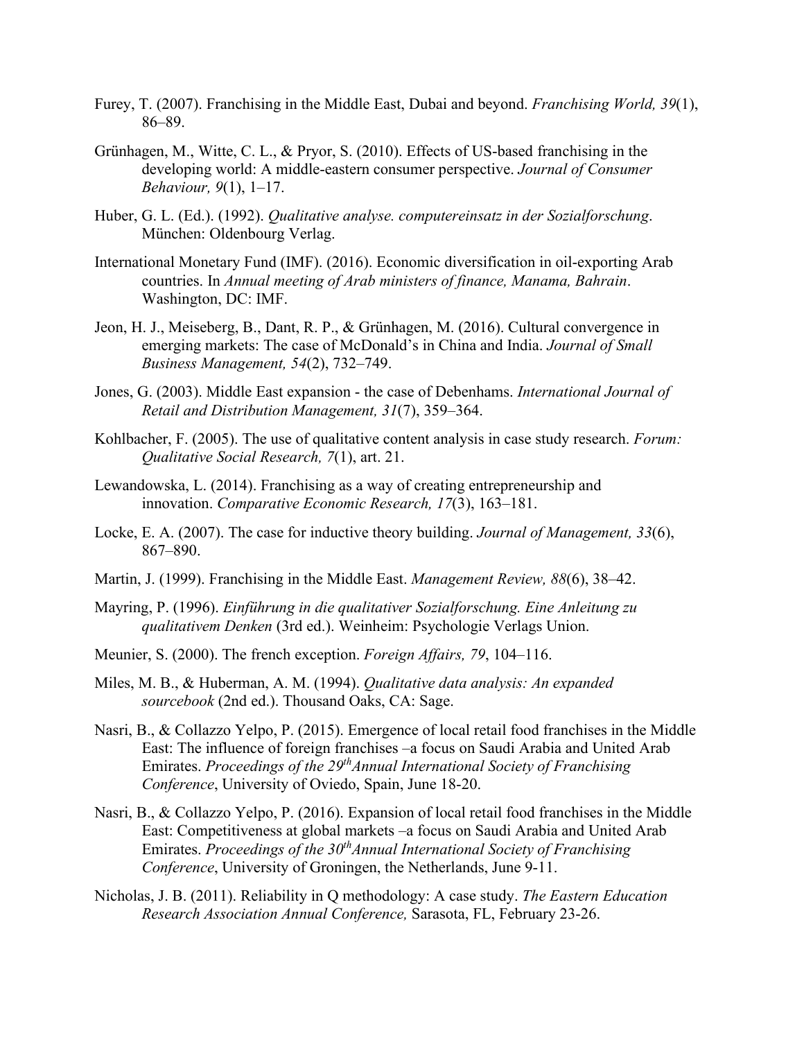Furey, T. (2007). Franchising in the Middle East, Dubai and beyond. *Franchising World, 39*(1), 86–89.

Grünhagen, M., Witte, C. L., & Pryor, S. (2010). Effects of US-based franchising in the developing world: A middle-eastern consumer perspective. *Journal of Consumer Behaviour, 9*(1), 1–17.

Huber, G. L. (Ed.). (1992). *Qualitative analyse. computereinsatz in der Sozialforschung*. München: Oldenbourg Verlag.

International Monetary Fund (IMF). (2016). Economic diversification in oil-exporting Arab countries. In *Annual meeting of Arab ministers of finance, Manama, Bahrain*. Washington, DC: IMF.

Jeon, H. J., Meiseberg, B., Dant, R. P., & Grünhagen, M. (2016). Cultural convergence in emerging markets: The case of McDonald's in China and India. *Journal of Small Business Management, 54*(2), 732–749.

Jones, G. (2003). Middle East expansion - the case of Debenhams. *International Journal of Retail and Distribution Management, 31*(7), 359–364.

Kohlbacher, F. (2005). The use of qualitative content analysis in case study research. *Forum: Qualitative Social Research, 7*(1), art. 21.

Lewandowska, L. (2014). Franchising as a way of creating entrepreneurship and innovation. *Comparative Economic Research, 17*(3), 163–181.

Locke, E. A. (2007). The case for inductive theory building. *Journal of Management, 33*(6), 867–890.

Martin, J. (1999). Franchising in the Middle East. *Management Review, 88*(6), 38–42.

Mayring, P. (1996). *Einführung in die qualitativer Sozialforschung. Eine Anleitung zu qualitativem Denken* (3rd ed.). Weinheim: Psychologie Verlags Union.

Meunier, S. (2000). The french exception. *Foreign Affairs, 79*, 104–116.

Miles, M. B., & Huberman, A. M. (1994). *Qualitative data analysis: An expanded sourcebook* (2nd ed.). Thousand Oaks, CA: Sage.

Nasri, B., & Collazzo Yelpo, P. (2015). Emergence of local retail food franchises in the Middle East: The influence of foreign franchises –a focus on Saudi Arabia and United Arab Emirates. *Proceedings of the 29th Annual International Society of Franchising Conference*, University of Oviedo, Spain, June 18-20.

Nasri, B., & Collazzo Yelpo, P. (2016). Expansion of local retail food franchises in the Middle East: Competitiveness at global markets –a focus on Saudi Arabia and United Arab Emirates. *Proceedings of the 30th Annual International Society of Franchising Conference*, University of Groningen, the Netherlands, June 9-11.

Nicholas, J. B. (2011). Reliability in Q methodology: A case study. *The Eastern Education Research Association Annual Conference,* Sarasota, FL, February 23-26.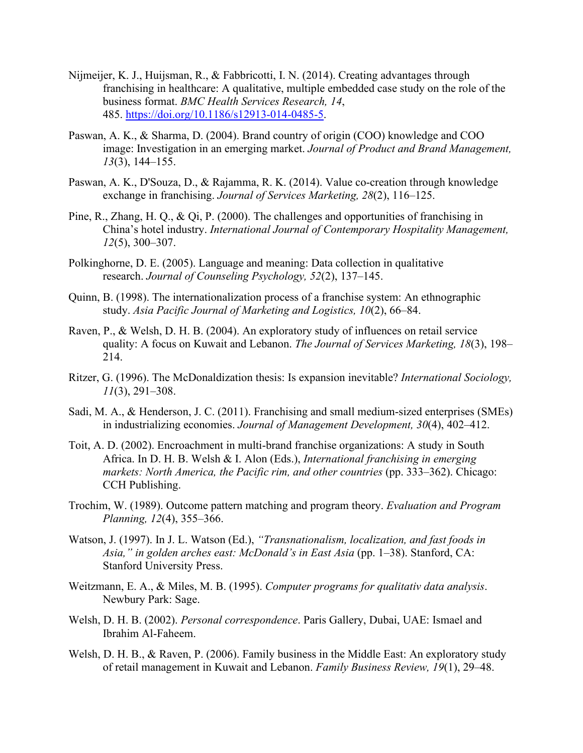Nijmeijer, K. J., Huijsman, R., & Fabbricotti, I. N. (2014). Creating advantages through franchising in healthcare: A qualitative, multiple embedded case study on the role of the business format. *BMC Health Services Research, 14*, 485. https://doi.org/10.1186/s12913-014-0485-5.

Paswan, A. K., & Sharma, D. (2004). Brand country of origin (COO) knowledge and COO image: Investigation in an emerging market. *Journal of Product and Brand Management, 13*(3), 144–155.

Paswan, A. K., D'Souza, D., & Rajamma, R. K. (2014). Value co-creation through knowledge exchange in franchising. *Journal of Services Marketing, 28*(2), 116–125.

Pine, R., Zhang, H. Q., & Qi, P. (2000). The challenges and opportunities of franchising in China's hotel industry. *International Journal of Contemporary Hospitality Management, 12*(5), 300–307.

Polkinghorne, D. E. (2005). Language and meaning: Data collection in qualitative research. *Journal of Counseling Psychology, 52*(2), 137–145.

Quinn, B. (1998). The internationalization process of a franchise system: An ethnographic study. *Asia Pacific Journal of Marketing and Logistics, 10*(2), 66–84.

Raven, P., & Welsh, D. H. B. (2004). An exploratory study of influences on retail service quality: A focus on Kuwait and Lebanon. *The Journal of Services Marketing, 18*(3), 198–214.

Ritzer, G. (1996). The McDonaldization thesis: Is expansion inevitable? *International Sociology, 11*(3), 291–308.

Sadi, M. A., & Henderson, J. C. (2011). Franchising and small medium-sized enterprises (SMEs) in industrializing economies. *Journal of Management Development, 30*(4), 402–412.

Toit, A. D. (2002). Encroachment in multi-brand franchise organizations: A study in South Africa. In D. H. B. Welsh & I. Alon (Eds.), *International franchising in emerging markets: North America, the Pacific rim, and other countries* (pp. 333–362). Chicago: CCH Publishing.

Trochim, W. (1989). Outcome pattern matching and program theory. *Evaluation and Program Planning, 12*(4), 355–366.

Watson, J. (1997). In J. L. Watson (Ed.), *"Transnationalism, localization, and fast foods in Asia," in golden arches east: McDonald's in East Asia* (pp. 1–38). Stanford, CA: Stanford University Press.

Weitzmann, E. A., & Miles, M. B. (1995). *Computer programs for qualitativ data analysis*. Newbury Park: Sage.

Welsh, D. H. B. (2002). *Personal correspondence*. Paris Gallery, Dubai, UAE: Ismael and Ibrahim Al-Faheem.

Welsh, D. H. B., & Raven, P. (2006). Family business in the Middle East: An exploratory study of retail management in Kuwait and Lebanon. *Family Business Review, 19*(1), 29–48.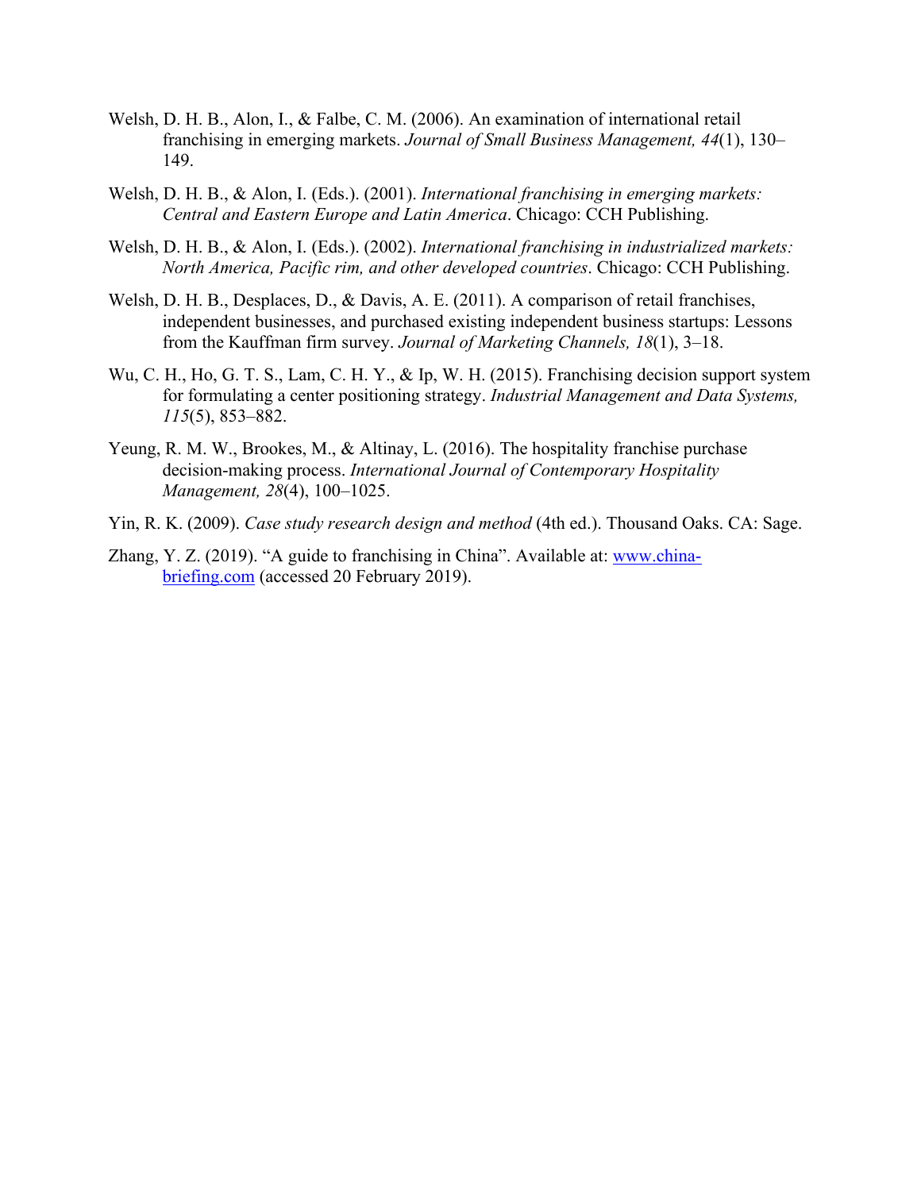Welsh, D. H. B., Alon, I., & Falbe, C. M. (2006). An examination of international retail franchising in emerging markets. *Journal of Small Business Management, 44*(1), 130–149.

Welsh, D. H. B., & Alon, I. (Eds.). (2001). *International franchising in emerging markets: Central and Eastern Europe and Latin America*. Chicago: CCH Publishing.

Welsh, D. H. B., & Alon, I. (Eds.). (2002). *International franchising in industrialized markets: North America, Pacific rim, and other developed countries*. Chicago: CCH Publishing.

Welsh, D. H. B., Desplaces, D., & Davis, A. E. (2011). A comparison of retail franchises, independent businesses, and purchased existing independent business startups: Lessons from the Kauffman firm survey. *Journal of Marketing Channels, 18*(1), 3–18.

Wu, C. H., Ho, G. T. S., Lam, C. H. Y., & Ip, W. H. (2015). Franchising decision support system for formulating a center positioning strategy. *Industrial Management and Data Systems, 115*(5), 853–882.

Yeung, R. M. W., Brookes, M., & Altinay, L. (2016). The hospitality franchise purchase decision-making process. *International Journal of Contemporary Hospitality Management, 28*(4), 100–1025.

Yin, R. K. (2009). *Case study research design and method* (4th ed.). Thousand Oaks. CA: Sage.

Zhang, Y. Z. (2019). "A guide to franchising in China". Available at: www.china-briefing.com (accessed 20 February 2019).